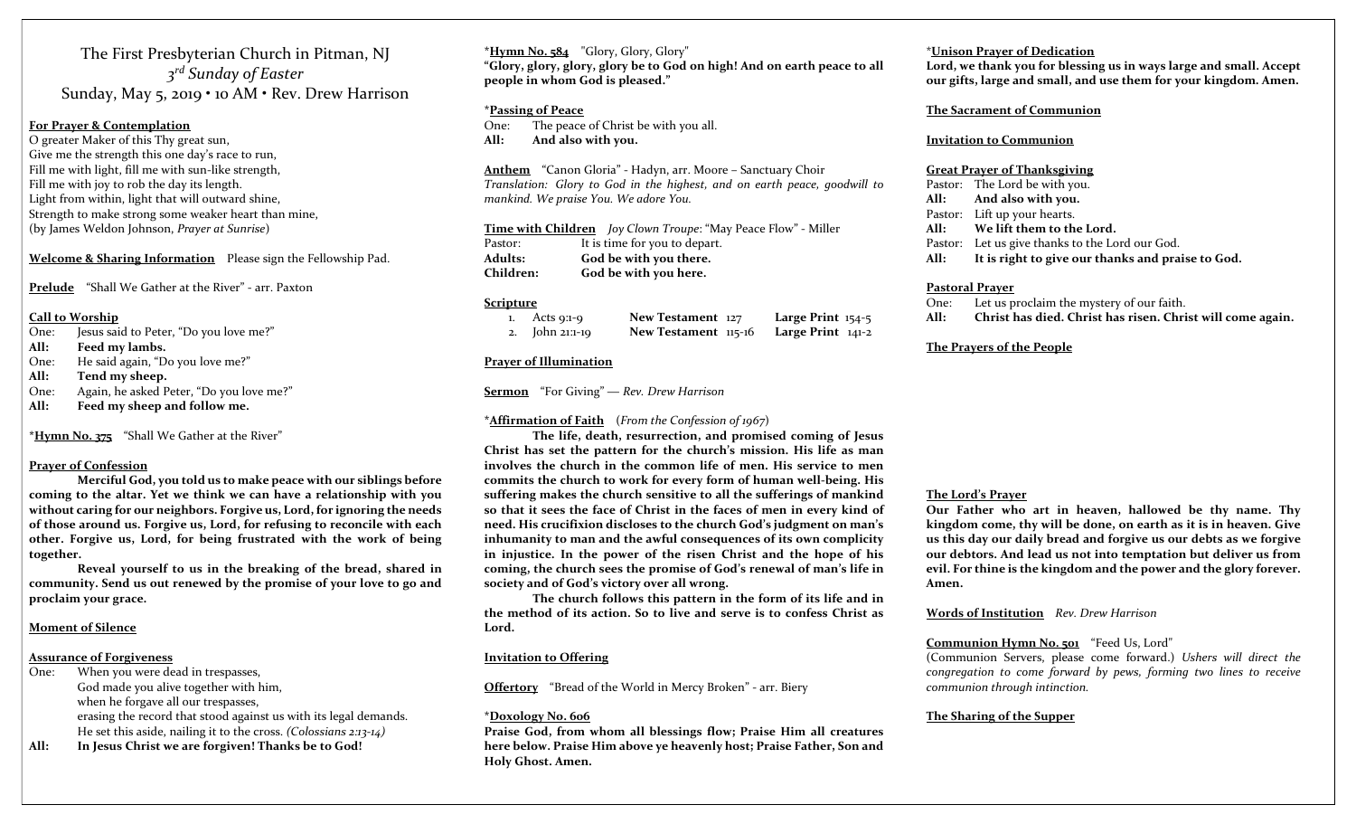# The First Presbyterian Church in Pitman, NJ

*3rd Sunday of Easter*

Sunday, May 5, 2019 • 10 AM • Rev. Drew Harrison

**For Prayer & Contemplation**

O greater Maker of this Thy great sun,
Give me the strength this one day's race to run,
Fill me with light, fill me with sun-like strength,
Fill me with joy to rob the day its length.
Light from within, light that will outward shine,
Strength to make strong some weaker heart than mine,
(by James Weldon Johnson, *Prayer at Sunrise*)

**Welcome & Sharing Information** Please sign the Fellowship Pad.

**Prelude** "Shall We Gather at the River" - arr. Paxton

**Call to Worship**

One: Jesus said to Peter, "Do you love me?"
**All: Feed my lambs.**
One: He said again, "Do you love me?"
**All: Tend my sheep.**
One: Again, he asked Peter, "Do you love me?"
**All: Feed my sheep and follow me.**

\***Hymn No. 375** "Shall We Gather at the River"

**Prayer of Confession**

**Merciful God, you told us to make peace with our siblings before coming to the altar. Yet we think we can have a relationship with you without caring for our neighbors. Forgive us, Lord, for ignoring the needs of those around us. Forgive us, Lord, for refusing to reconcile with each other. Forgive us, Lord, for being frustrated with the work of being together.**

**Reveal yourself to us in the breaking of the bread, shared in community. Send us out renewed by the promise of your love to go and proclaim your grace.**

**Moment of Silence**

**Assurance of Forgiveness**

One: When you were dead in trespasses,
God made you alive together with him,
when he forgave all our trespasses,
erasing the record that stood against us with its legal demands.
He set this aside, nailing it to the cross. *(Colossians 2:13-14)*
**All: In Jesus Christ we are forgiven! Thanks be to God!**

\***Hymn No. 584** "Glory, Glory, Glory"
**"Glory, glory, glory, glory be to God on high! And on earth peace to all people in whom God is pleased."**

\***Passing of Peace**

One: The peace of Christ be with you all.
**All: And also with you.**

**Anthem** "Canon Gloria" - Hadyn, arr. Moore – Sanctuary Choir
*Translation: Glory to God in the highest, and on earth peace, goodwill to mankind. We praise You. We adore You.*

**Time with Children** *Joy Clown Troupe*: "May Peace Flow" - Miller

Pastor: It is time for you to depart.
**Adults: God be with you there.**
**Children: God be with you here.**

**Scripture**

1. Acts 9:1-9 — **New Testament** 127 — **Large Print** 154-5
2. John 21:1-19 — **New Testament** 115-16 — **Large Print** 141-2

**Prayer of Illumination**

**Sermon** "For Giving" — *Rev. Drew Harrison*

\***Affirmation of Faith** (*From the Confession of 1967*)

**The life, death, resurrection, and promised coming of Jesus Christ has set the pattern for the church's mission. His life as man involves the church in the common life of men. His service to men commits the church to work for every form of human well-being. His suffering makes the church sensitive to all the sufferings of mankind so that it sees the face of Christ in the faces of men in every kind of need. His crucifixion discloses to the church God's judgment on man's inhumanity to man and the awful consequences of its own complicity in injustice. In the power of the risen Christ and the hope of his coming, the church sees the promise of God's renewal of man's life in society and of God's victory over all wrong.**

**The church follows this pattern in the form of its life and in the method of its action. So to live and serve is to confess Christ as Lord.**

**Invitation to Offering**

**Offertory** "Bread of the World in Mercy Broken" - arr. Biery

\***Doxology No. 606**
**Praise God, from whom all blessings flow; Praise Him all creatures here below. Praise Him above ye heavenly host; Praise Father, Son and Holy Ghost. Amen.**

\***Unison Prayer of Dedication**
**Lord, we thank you for blessing us in ways large and small. Accept our gifts, large and small, and use them for your kingdom. Amen.**

**The Sacrament of Communion**

**Invitation to Communion**

**Great Prayer of Thanksgiving**

Pastor: The Lord be with you.
**All: And also with you.**
Pastor: Lift up your hearts.
**All: We lift them to the Lord.**
Pastor: Let us give thanks to the Lord our God.
**All: It is right to give our thanks and praise to God.**

**Pastoral Prayer**

One: Let us proclaim the mystery of our faith.
**All: Christ has died. Christ has risen. Christ will come again.**

**The Prayers of the People**

**The Lord's Prayer**
**Our Father who art in heaven, hallowed be thy name. Thy kingdom come, thy will be done, on earth as it is in heaven. Give us this day our daily bread and forgive us our debts as we forgive our debtors. And lead us not into temptation but deliver us from evil. For thine is the kingdom and the power and the glory forever. Amen.**

**Words of Institution** *Rev. Drew Harrison*

**Communion Hymn No. 501** "Feed Us, Lord"
(Communion Servers, please come forward.) *Ushers will direct the congregation to come forward by pews, forming two lines to receive communion through intinction.*

**The Sharing of the Supper**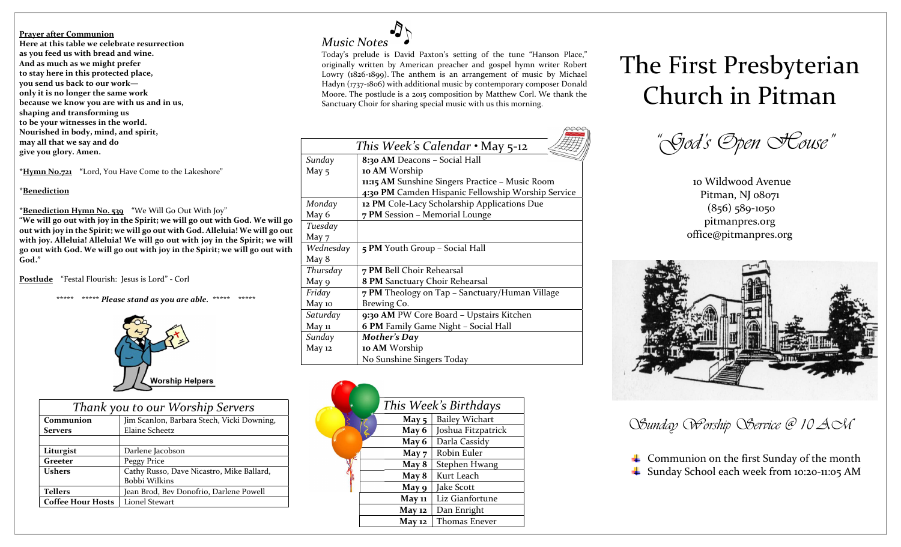**Prayer after Communion**
**Here at this table we celebrate resurrection**
**as you feed us with bread and wine.**
**And as much as we might prefer**
**to stay here in this protected place,**
**you send us back to our work—**
**only it is no longer the same work**
**because we know you are with us and in us,**
**shaping and transforming us**
**to be your witnesses in the world.**
**Nourished in body, mind, and spirit,**
**may all that we say and do**
**give you glory. Amen.**

\***Hymn No.721** "Lord, You Have Come to the Lakeshore"

\***Benediction**

\***Benediction Hymn No. 539** "We Will Go Out With Joy"
**"We will go out with joy in the Spirit; we will go out with God. We will go out with joy in the Spirit; we will go out with God. Alleluia! We will go out with joy. Alleluia! Alleluia! We will go out with joy in the Spirit; we will go out with God. We will go out with joy in the Spirit; we will go out with God."**

**Postlude** "Festal Flourish: Jesus is Lord" - Corl

***** ***** ***Please stand as you are able.*** ***** *****

Worship Helpers

| *Thank you to our Worship Servers* | |
|---|---|
| **Communion Servers** | Jim Scanlon, Barbara Stech, Vicki Downing, Elaine Scheetz |
| | |
| **Liturgist** | Darlene Jacobson |
| **Greeter** | Peggy Price |
| **Ushers** | Cathy Russo, Dave Nicastro, Mike Ballard, Bobbi Wilkins |
| **Tellers** | Jean Brod, Bev Donofrio, Darlene Powell |
| **Coffee Hour Hosts** | Lionel Stewart |

## *Music Notes*

Today's prelude is David Paxton's setting of the tune "Hanson Place," originally written by American preacher and gospel hymn writer Robert Lowry (1826-1899). The anthem is an arrangement of music by Michael Hadyn (1737-1806) with additional music by contemporary composer Donald Moore. The postlude is a 2015 composition by Matthew Corl. We thank the Sanctuary Choir for sharing special music with us this morning.

| *This Week's Calendar* • May 5-12 | |
|---|---|
| *Sunday* May 5 | **8:30 AM** Deacons – Social Hall<br>**10 AM** Worship<br>**11:15 AM** Sunshine Singers Practice – Music Room<br>**4:30 PM** Camden Hispanic Fellowship Worship Service |
| *Monday* May 6 | **12 PM** Cole-Lacy Scholarship Applications Due<br>**7 PM** Session – Memorial Lounge |
| *Tuesday* May 7 | |
| *Wednesday* May 8 | **5 PM** Youth Group – Social Hall |
| *Thursday* May 9 | **7 PM** Bell Choir Rehearsal<br>**8 PM** Sanctuary Choir Rehearsal |
| *Friday* May 10 | **7 PM** Theology on Tap – Sanctuary/Human Village Brewing Co. |
| *Saturday* May 11 | **9:30 AM** PW Core Board – Upstairs Kitchen<br>**6 PM** Family Game Night – Social Hall |
| *Sunday* May 12 | ***Mother's Day***<br>**10 AM** Worship<br>No Sunshine Singers Today |

| *This Week's Birthdays* | |
|---|---|
| **May 5** | Bailey Wichart |
| **May 6** | Joshua Fitzpatrick |
| **May 6** | Darla Cassidy |
| **May 7** | Robin Euler |
| **May 8** | Stephen Hwang |
| **May 8** | Kurt Leach |
| **May 9** | Jake Scott |
| **May 11** | Liz Gianfortune |
| **May 12** | Dan Enright |
| **May 12** | Thomas Enever |

# The First Presbyterian Church in Pitman

*"God's Open House"*

10 Wildwood Avenue
Pitman, NJ 08071
(856) 589-1050
pitmanpres.org
office@pitmanpres.org

*Sunday Worship Service @ 10 AM*

- Communion on the first Sunday of the month
- Sunday School each week from 10:20-11:05 AM